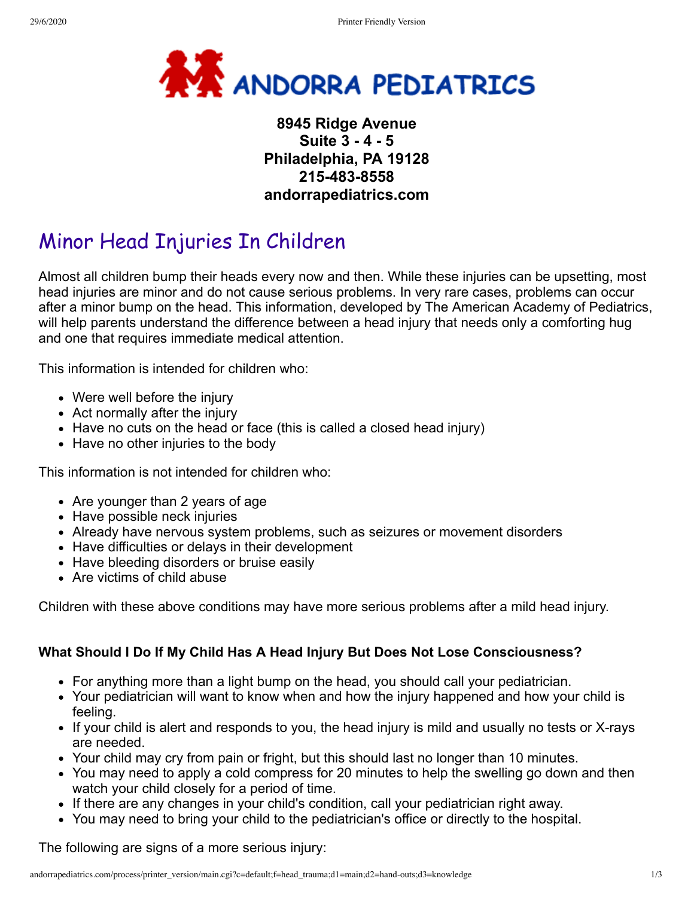# ANDORRA PEDIATRICS

**8945 Ridge Avenue**
**Suite 3 - 4 - 5**
**Philadelphia, PA 19128**
**215-483-8558**
**andorrapediatrics.com**

## Minor Head Injuries In Children

Almost all children bump their heads every now and then. While these injuries can be upsetting, most head injuries are minor and do not cause serious problems. In very rare cases, problems can occur after a minor bump on the head. This information, developed by The American Academy of Pediatrics, will help parents understand the difference between a head injury that needs only a comforting hug and one that requires immediate medical attention.

This information is intended for children who:

- Were well before the injury
- Act normally after the injury
- Have no cuts on the head or face (this is called a closed head injury)
- Have no other injuries to the body

This information is not intended for children who:

- Are younger than 2 years of age
- Have possible neck injuries
- Already have nervous system problems, such as seizures or movement disorders
- Have difficulties or delays in their development
- Have bleeding disorders or bruise easily
- Are victims of child abuse

Children with these above conditions may have more serious problems after a mild head injury.

**What Should I Do If My Child Has A Head Injury But Does Not Lose Consciousness?**

- For anything more than a light bump on the head, you should call your pediatrician.
- Your pediatrician will want to know when and how the injury happened and how your child is feeling.
- If your child is alert and responds to you, the head injury is mild and usually no tests or X-rays are needed.
- Your child may cry from pain or fright, but this should last no longer than 10 minutes.
- You may need to apply a cold compress for 20 minutes to help the swelling go down and then watch your child closely for a period of time.
- If there are any changes in your child's condition, call your pediatrician right away.
- You may need to bring your child to the pediatrician's office or directly to the hospital.

The following are signs of a more serious injury: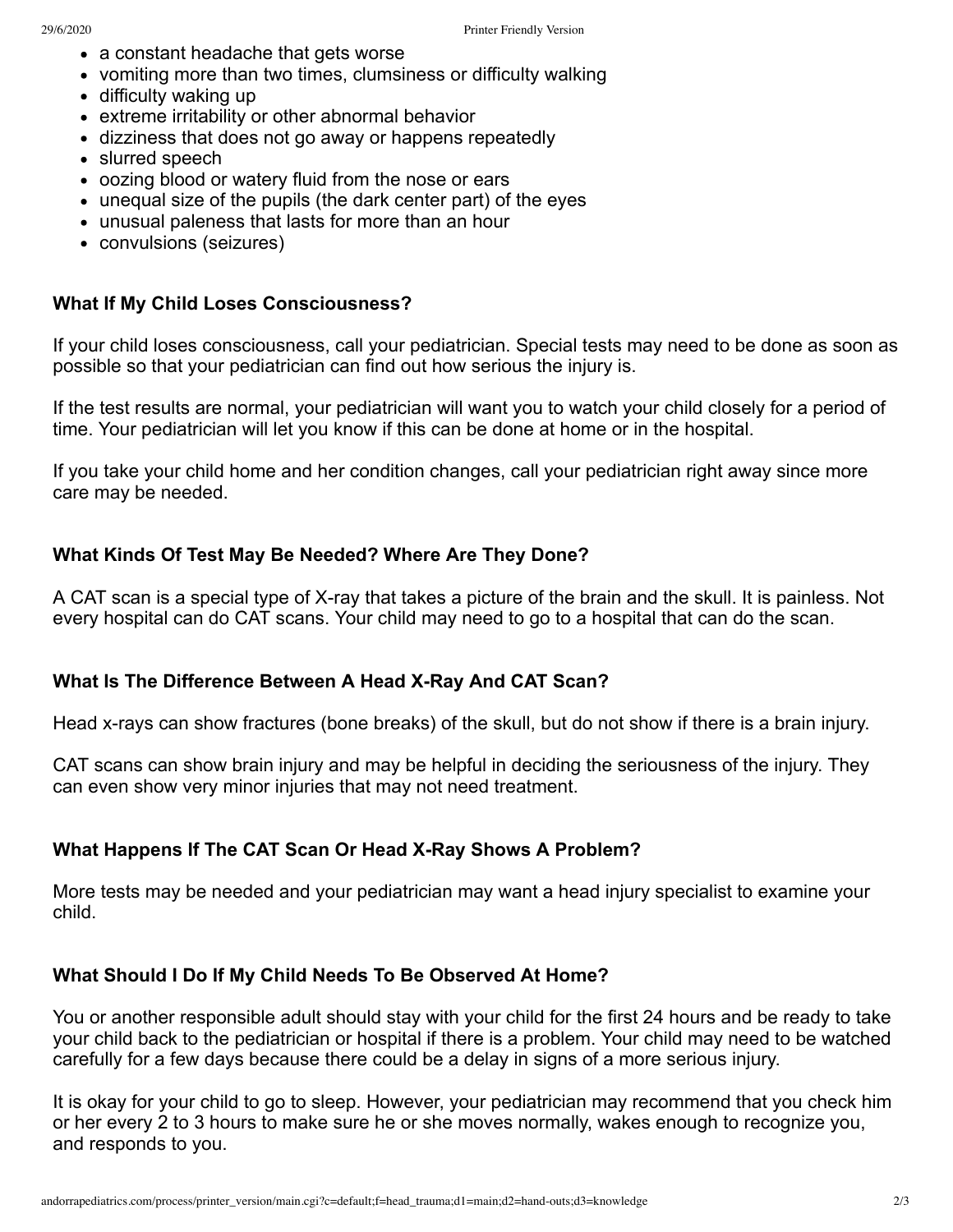- a constant headache that gets worse
- vomiting more than two times, clumsiness or difficulty walking
- difficulty waking up
- extreme irritability or other abnormal behavior
- dizziness that does not go away or happens repeatedly
- slurred speech
- oozing blood or watery fluid from the nose or ears
- unequal size of the pupils (the dark center part) of the eyes
- unusual paleness that lasts for more than an hour
- convulsions (seizures)

**What If My Child Loses Consciousness?**

If your child loses consciousness, call your pediatrician. Special tests may need to be done as soon as possible so that your pediatrician can find out how serious the injury is.

If the test results are normal, your pediatrician will want you to watch your child closely for a period of time. Your pediatrician will let you know if this can be done at home or in the hospital.

If you take your child home and her condition changes, call your pediatrician right away since more care may be needed.

**What Kinds Of Test May Be Needed? Where Are They Done?**

A CAT scan is a special type of X-ray that takes a picture of the brain and the skull. It is painless. Not every hospital can do CAT scans. Your child may need to go to a hospital that can do the scan.

**What Is The Difference Between A Head X-Ray And CAT Scan?**

Head x-rays can show fractures (bone breaks) of the skull, but do not show if there is a brain injury.

CAT scans can show brain injury and may be helpful in deciding the seriousness of the injury. They can even show very minor injuries that may not need treatment.

**What Happens If The CAT Scan Or Head X-Ray Shows A Problem?**

More tests may be needed and your pediatrician may want a head injury specialist to examine your child.

**What Should I Do If My Child Needs To Be Observed At Home?**

You or another responsible adult should stay with your child for the first 24 hours and be ready to take your child back to the pediatrician or hospital if there is a problem. Your child may need to be watched carefully for a few days because there could be a delay in signs of a more serious injury.

It is okay for your child to go to sleep. However, your pediatrician may recommend that you check him or her every 2 to 3 hours to make sure he or she moves normally, wakes enough to recognize you, and responds to you.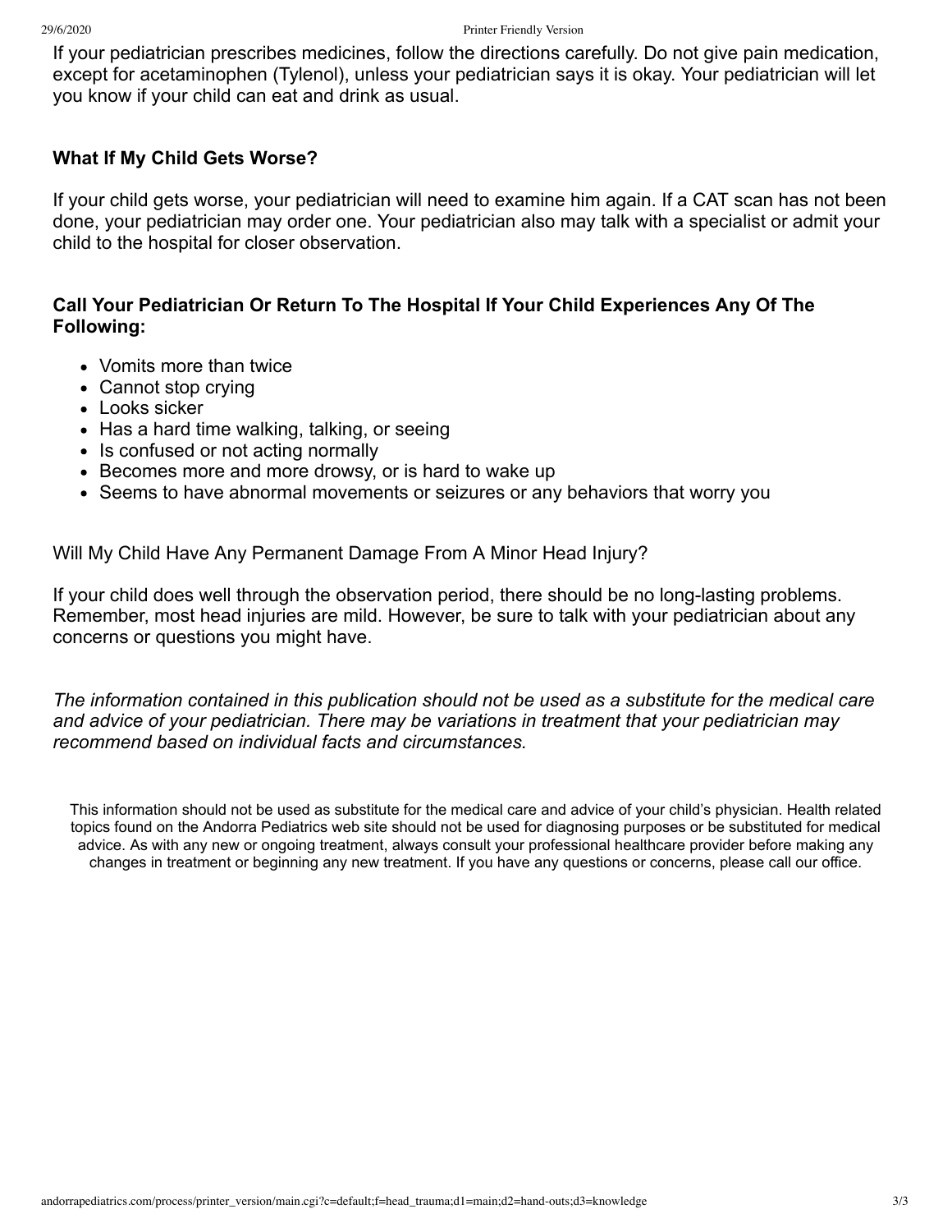If your pediatrician prescribes medicines, follow the directions carefully. Do not give pain medication, except for acetaminophen (Tylenol), unless your pediatrician says it is okay. Your pediatrician will let you know if your child can eat and drink as usual.

**What If My Child Gets Worse?**

If your child gets worse, your pediatrician will need to examine him again. If a CAT scan has not been done, your pediatrician may order one. Your pediatrician also may talk with a specialist or admit your child to the hospital for closer observation.

**Call Your Pediatrician Or Return To The Hospital If Your Child Experiences Any Of The Following:**

- Vomits more than twice
- Cannot stop crying
- Looks sicker
- Has a hard time walking, talking, or seeing
- Is confused or not acting normally
- Becomes more and more drowsy, or is hard to wake up
- Seems to have abnormal movements or seizures or any behaviors that worry you

Will My Child Have Any Permanent Damage From A Minor Head Injury?

If your child does well through the observation period, there should be no long-lasting problems. Remember, most head injuries are mild. However, be sure to talk with your pediatrician about any concerns or questions you might have.

*The information contained in this publication should not be used as a substitute for the medical care and advice of your pediatrician. There may be variations in treatment that your pediatrician may recommend based on individual facts and circumstances.*

This information should not be used as substitute for the medical care and advice of your child's physician. Health related topics found on the Andorra Pediatrics web site should not be used for diagnosing purposes or be substituted for medical advice. As with any new or ongoing treatment, always consult your professional healthcare provider before making any changes in treatment or beginning any new treatment. If you have any questions or concerns, please call our office.